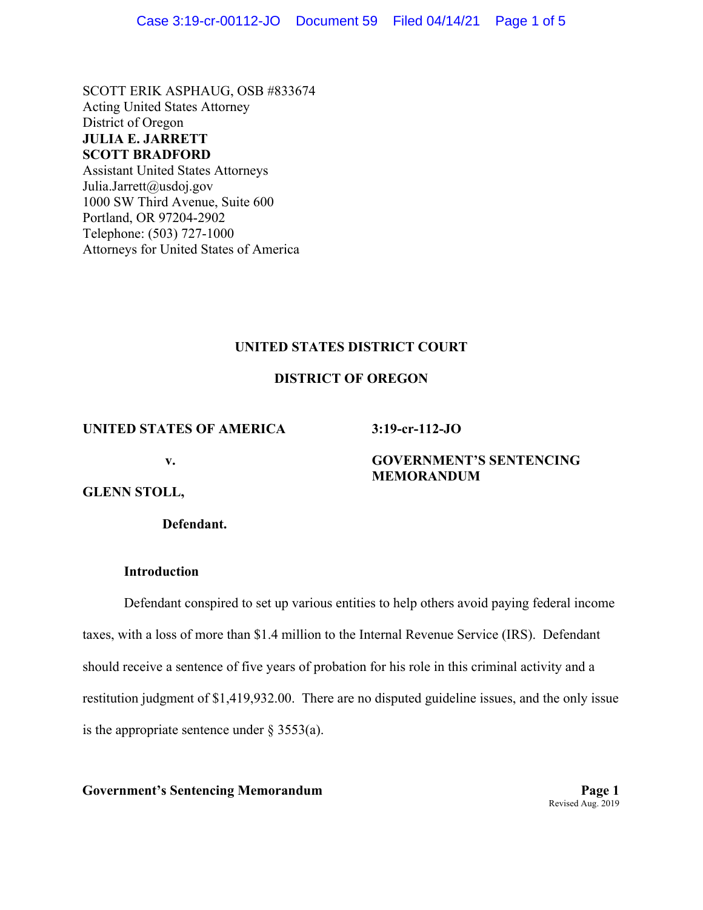SCOTT ERIK ASPHAUG, OSB #833674
Acting United States Attorney
District of Oregon
**JULIA E. JARRETT**
**SCOTT BRADFORD**
Assistant United States Attorneys
Julia.Jarrett@usdoj.gov
1000 SW Third Avenue, Suite 600
Portland, OR 97204-2902
Telephone: (503) 727-1000
Attorneys for United States of America

**UNITED STATES DISTRICT COURT**

**DISTRICT OF OREGON**

**UNITED STATES OF AMERICA**

**v.**

**GLENN STOLL,**

**Defendant.**

**3:19-cr-112-JO**

**GOVERNMENT'S SENTENCING MEMORANDUM**

**Introduction**

Defendant conspired to set up various entities to help others avoid paying federal income taxes, with a loss of more than $1.4 million to the Internal Revenue Service (IRS). Defendant should receive a sentence of five years of probation for his role in this criminal activity and a restitution judgment of $1,419,932.00. There are no disputed guideline issues, and the only issue is the appropriate sentence under § 3553(a).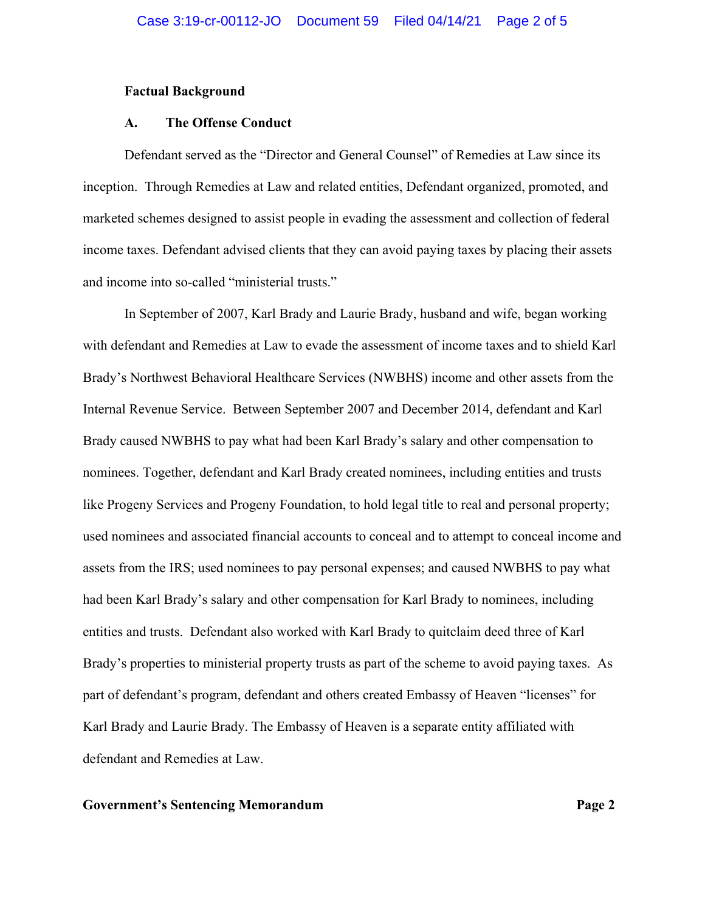**Factual Background**

**A. The Offense Conduct**

Defendant served as the "Director and General Counsel" of Remedies at Law since its inception. Through Remedies at Law and related entities, Defendant organized, promoted, and marketed schemes designed to assist people in evading the assessment and collection of federal income taxes. Defendant advised clients that they can avoid paying taxes by placing their assets and income into so-called "ministerial trusts."

In September of 2007, Karl Brady and Laurie Brady, husband and wife, began working with defendant and Remedies at Law to evade the assessment of income taxes and to shield Karl Brady's Northwest Behavioral Healthcare Services (NWBHS) income and other assets from the Internal Revenue Service. Between September 2007 and December 2014, defendant and Karl Brady caused NWBHS to pay what had been Karl Brady's salary and other compensation to nominees. Together, defendant and Karl Brady created nominees, including entities and trusts like Progeny Services and Progeny Foundation, to hold legal title to real and personal property; used nominees and associated financial accounts to conceal and to attempt to conceal income and assets from the IRS; used nominees to pay personal expenses; and caused NWBHS to pay what had been Karl Brady's salary and other compensation for Karl Brady to nominees, including entities and trusts. Defendant also worked with Karl Brady to quitclaim deed three of Karl Brady's properties to ministerial property trusts as part of the scheme to avoid paying taxes. As part of defendant's program, defendant and others created Embassy of Heaven "licenses" for Karl Brady and Laurie Brady. The Embassy of Heaven is a separate entity affiliated with defendant and Remedies at Law.

**Government's Sentencing Memorandum**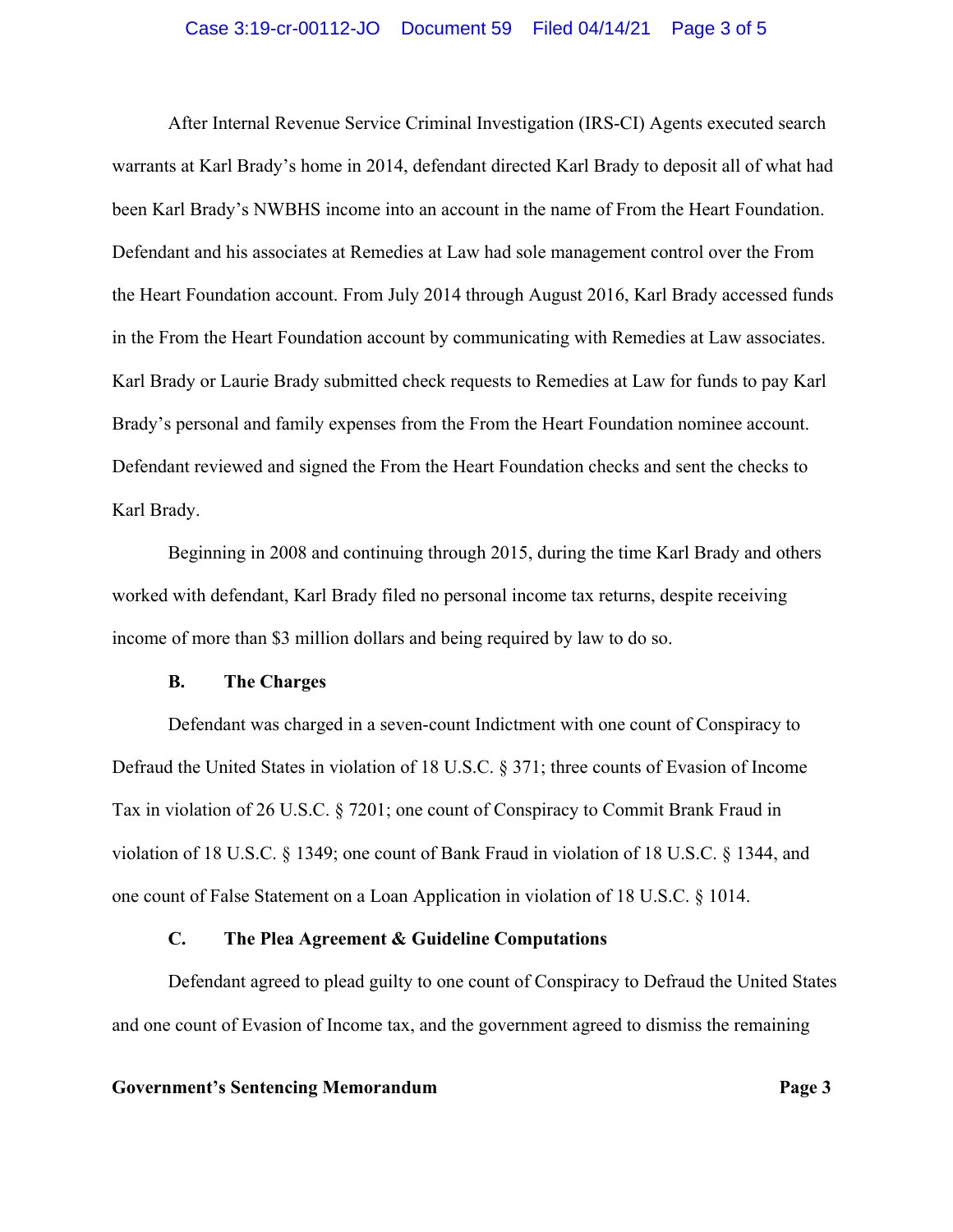After Internal Revenue Service Criminal Investigation (IRS-CI) Agents executed search warrants at Karl Brady's home in 2014, defendant directed Karl Brady to deposit all of what had been Karl Brady's NWBHS income into an account in the name of From the Heart Foundation. Defendant and his associates at Remedies at Law had sole management control over the From the Heart Foundation account. From July 2014 through August 2016, Karl Brady accessed funds in the From the Heart Foundation account by communicating with Remedies at Law associates. Karl Brady or Laurie Brady submitted check requests to Remedies at Law for funds to pay Karl Brady's personal and family expenses from the From the Heart Foundation nominee account. Defendant reviewed and signed the From the Heart Foundation checks and sent the checks to Karl Brady.

Beginning in 2008 and continuing through 2015, during the time Karl Brady and others worked with defendant, Karl Brady filed no personal income tax returns, despite receiving income of more than $3 million dollars and being required by law to do so.

### B. The Charges

Defendant was charged in a seven-count Indictment with one count of Conspiracy to Defraud the United States in violation of 18 U.S.C. § 371; three counts of Evasion of Income Tax in violation of 26 U.S.C. § 7201; one count of Conspiracy to Commit Brank Fraud in violation of 18 U.S.C. § 1349; one count of Bank Fraud in violation of 18 U.S.C. § 1344, and one count of False Statement on a Loan Application in violation of 18 U.S.C. § 1014.

### C. The Plea Agreement & Guideline Computations

Defendant agreed to plead guilty to one count of Conspiracy to Defraud the United States and one count of Evasion of Income tax, and the government agreed to dismiss the remaining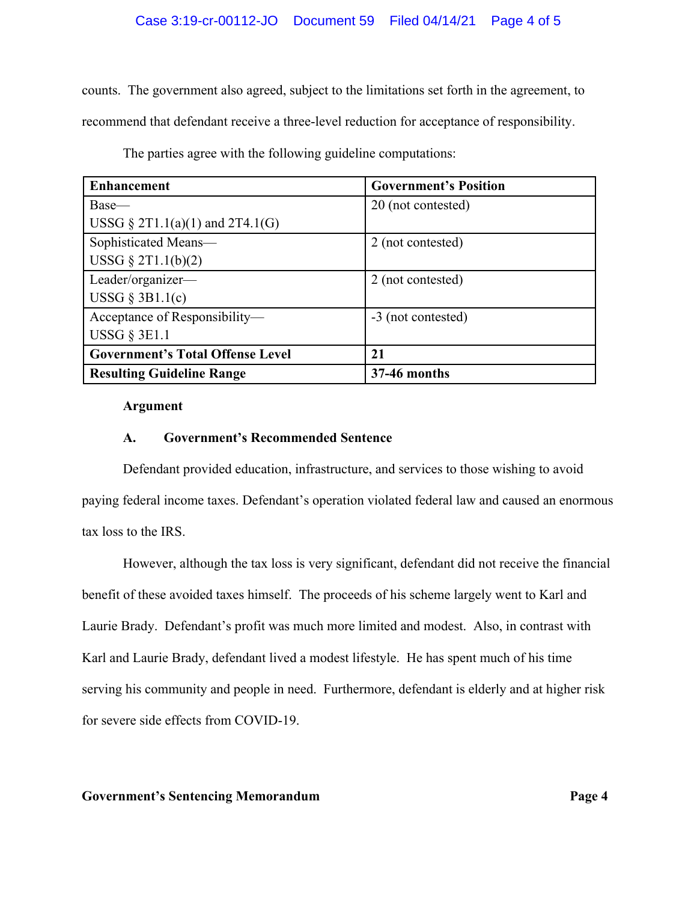counts. The government also agreed, subject to the limitations set forth in the agreement, to recommend that defendant receive a three-level reduction for acceptance of responsibility.

The parties agree with the following guideline computations:

| **Enhancement** | **Government's Position** |
|---|---|
| Base—<br>USSG § 2T1.1(a)(1) and 2T4.1(G) | 20 (not contested) |
| Sophisticated Means—<br>USSG § 2T1.1(b)(2) | 2 (not contested) |
| Leader/organizer—<br>USSG § 3B1.1(c) | 2 (not contested) |
| Acceptance of Responsibility—<br>USSG § 3E1.1 | -3 (not contested) |
| **Government's Total Offense Level** | **21** |
| **Resulting Guideline Range** | **37-46 months** |

**Argument**

**A. Government's Recommended Sentence**

Defendant provided education, infrastructure, and services to those wishing to avoid paying federal income taxes. Defendant's operation violated federal law and caused an enormous tax loss to the IRS.

However, although the tax loss is very significant, defendant did not receive the financial benefit of these avoided taxes himself. The proceeds of his scheme largely went to Karl and Laurie Brady. Defendant's profit was much more limited and modest. Also, in contrast with Karl and Laurie Brady, defendant lived a modest lifestyle. He has spent much of his time serving his community and people in need. Furthermore, defendant is elderly and at higher risk for severe side effects from COVID-19.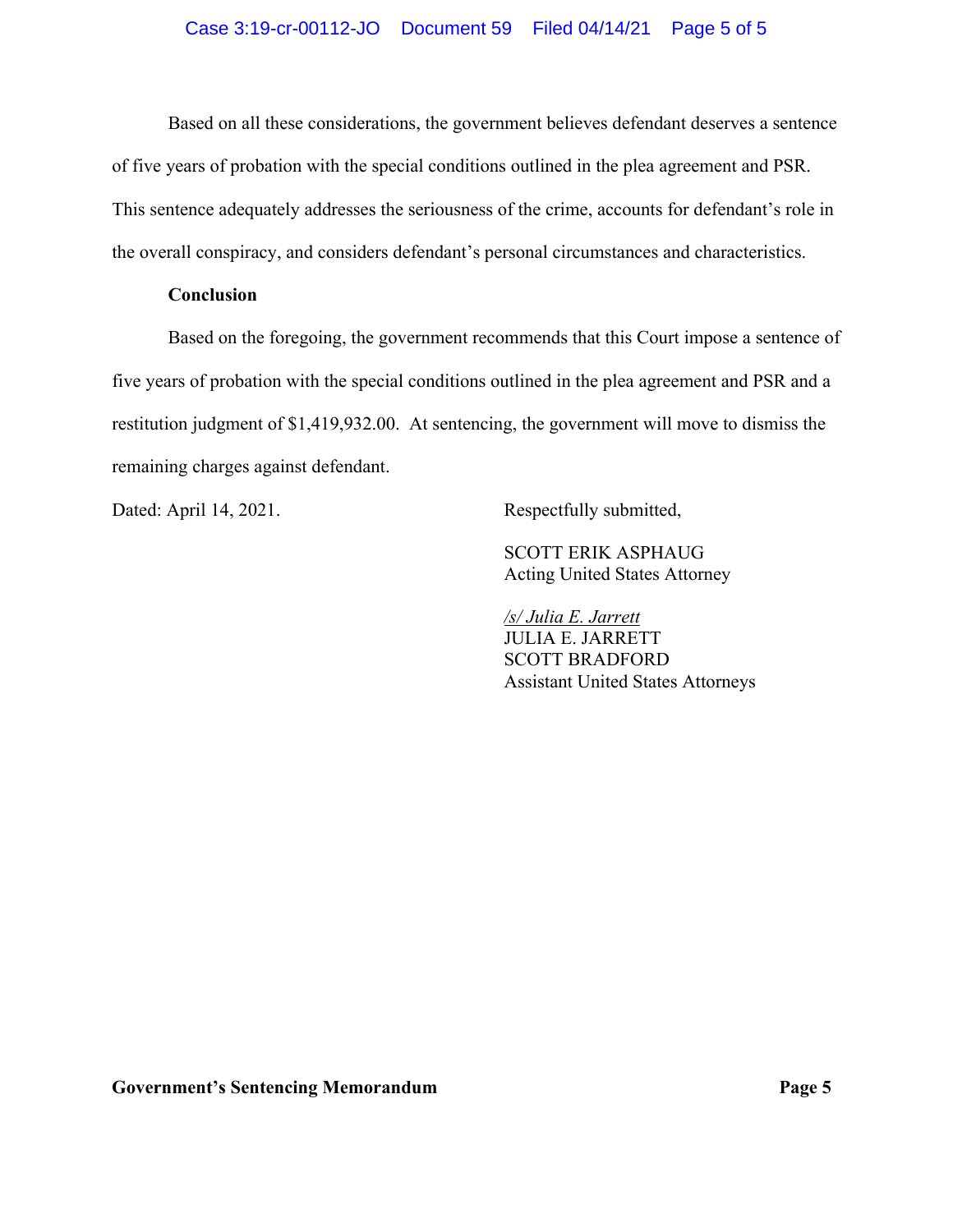Based on all these considerations, the government believes defendant deserves a sentence of five years of probation with the special conditions outlined in the plea agreement and PSR. This sentence adequately addresses the seriousness of the crime, accounts for defendant's role in the overall conspiracy, and considers defendant's personal circumstances and characteristics.

**Conclusion**

Based on the foregoing, the government recommends that this Court impose a sentence of five years of probation with the special conditions outlined in the plea agreement and PSR and a restitution judgment of $1,419,932.00. At sentencing, the government will move to dismiss the remaining charges against defendant.

Dated: April 14, 2021.

Respectfully submitted,

SCOTT ERIK ASPHAUG
Acting United States Attorney

*/s/ Julia E. Jarrett*
JULIA E. JARRETT
SCOTT BRADFORD
Assistant United States Attorneys

**Government's Sentencing Memorandum**